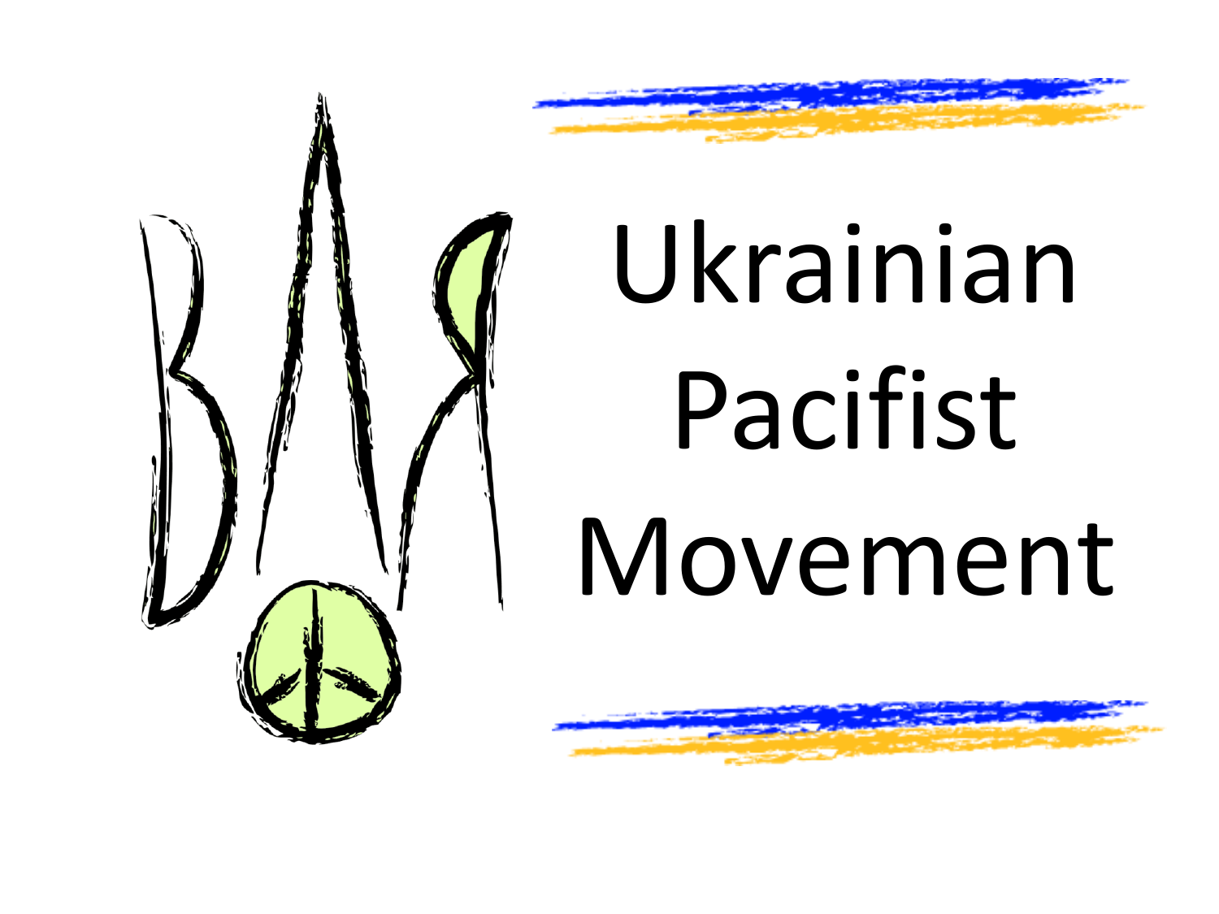# Ukrainian Pacifist Movement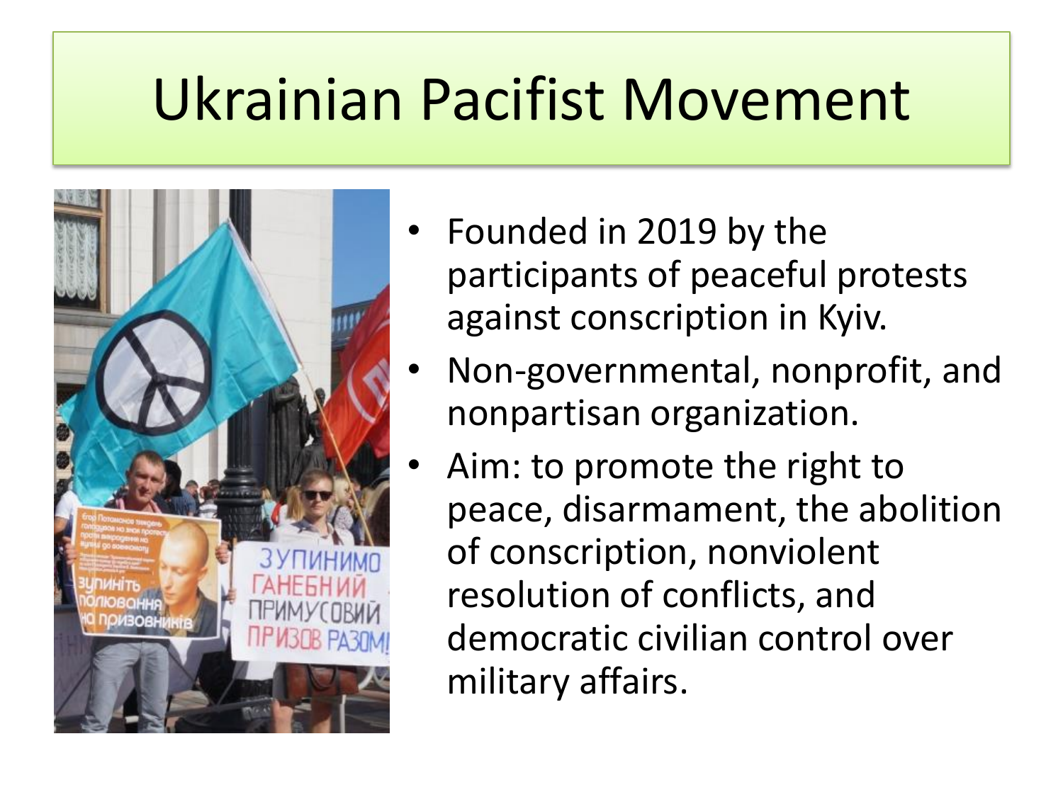# Ukrainian Pacifist Movement

- Founded in 2019 by the participants of peaceful protests against conscription in Kyiv.
- Non-governmental, nonprofit, and nonpartisan organization.
- Aim: to promote the right to peace, disarmament, the abolition of conscription, nonviolent resolution of conflicts, and democratic civilian control over military affairs.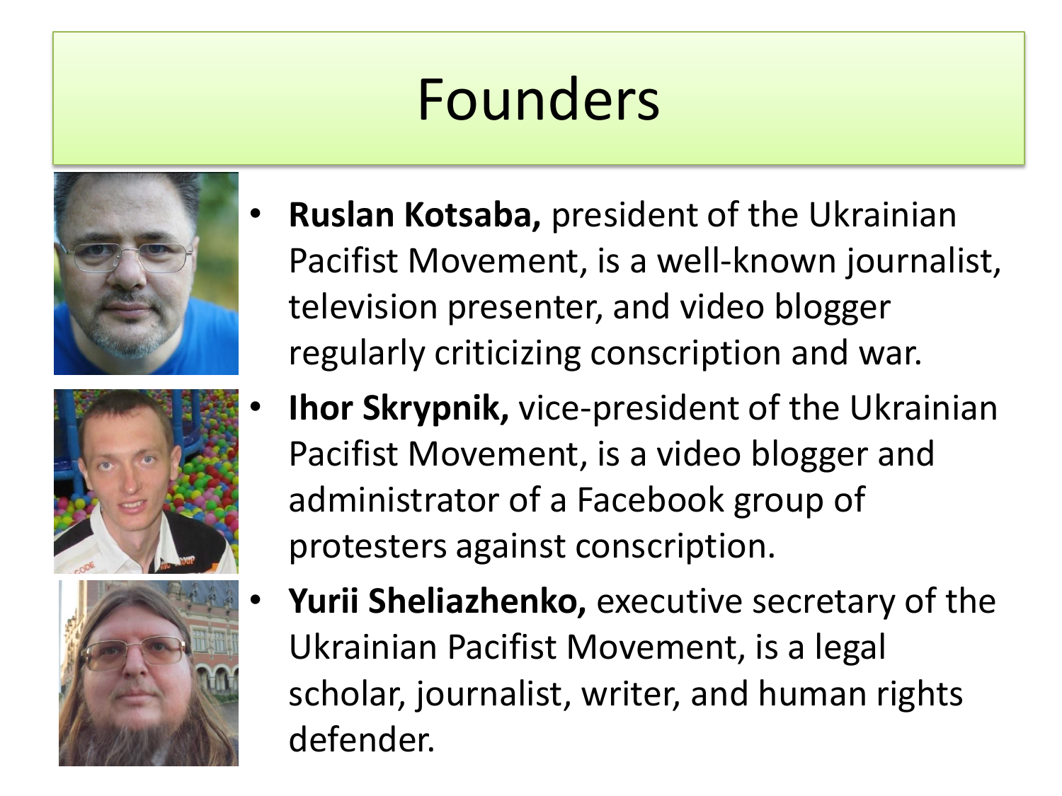# Founders

- **Ruslan Kotsaba,** president of the Ukrainian Pacifist Movement, is a well-known journalist, television presenter, and video blogger regularly criticizing conscription and war.
- **Ihor Skrypnik,** vice-president of the Ukrainian Pacifist Movement, is a video blogger and administrator of a Facebook group of protesters against conscription.
- **Yurii Sheliazhenko,** executive secretary of the Ukrainian Pacifist Movement, is a legal scholar, journalist, writer, and human rights defender.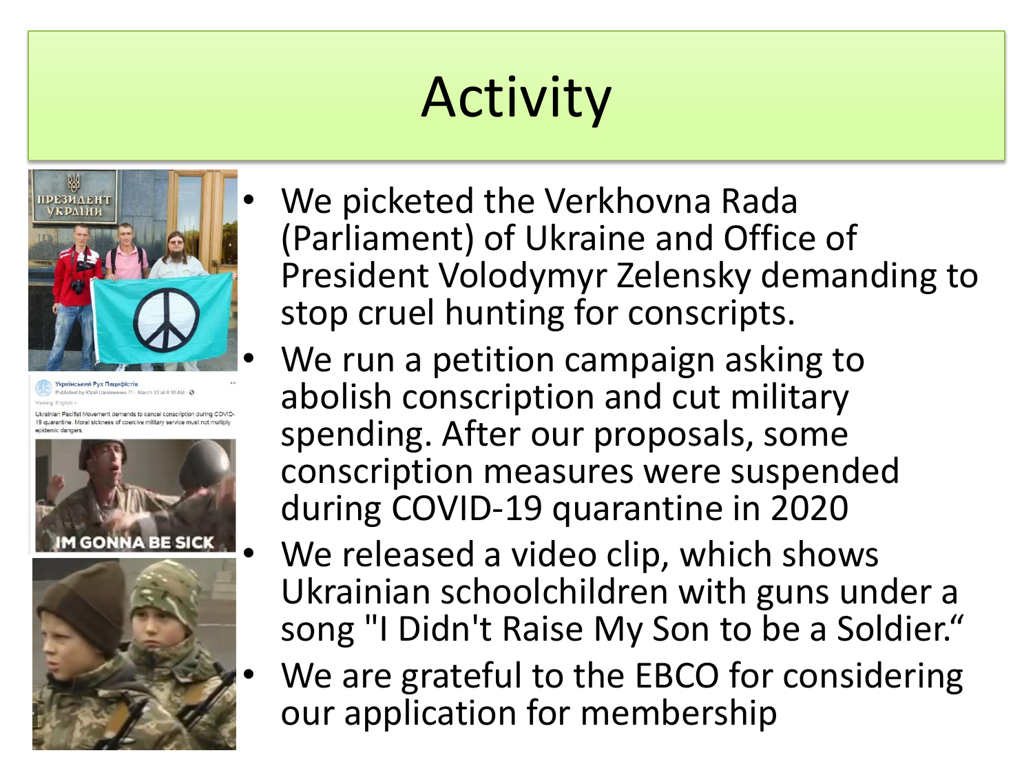# Activity

- We picketed the Verkhovna Rada (Parliament) of Ukraine and Office of President Volodymyr Zelensky demanding to stop cruel hunting for conscripts.
- We run a petition campaign asking to abolish conscription and cut military spending. After our proposals, some conscription measures were suspended during COVID-19 quarantine in 2020
- We released a video clip, which shows Ukrainian schoolchildren with guns under a song "I Didn't Raise My Son to be a Soldier."
- We are grateful to the EBCO for considering our application for membership